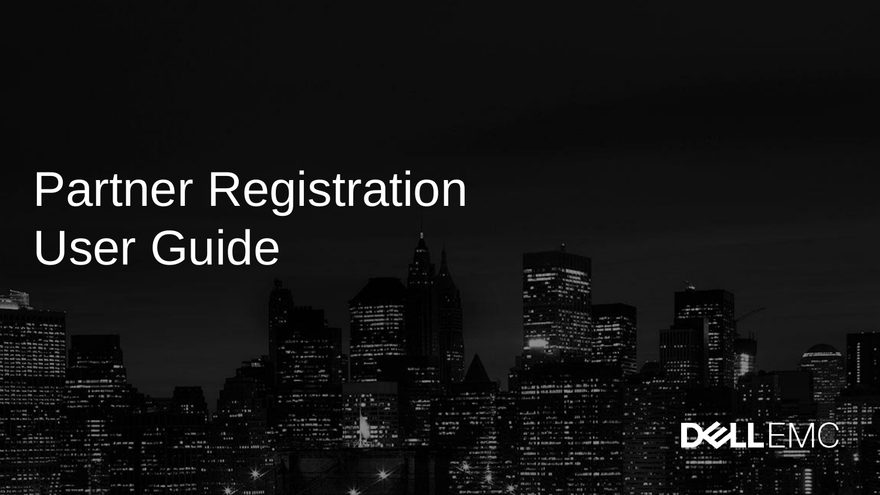# Partner Registration User Guide

DELL EMC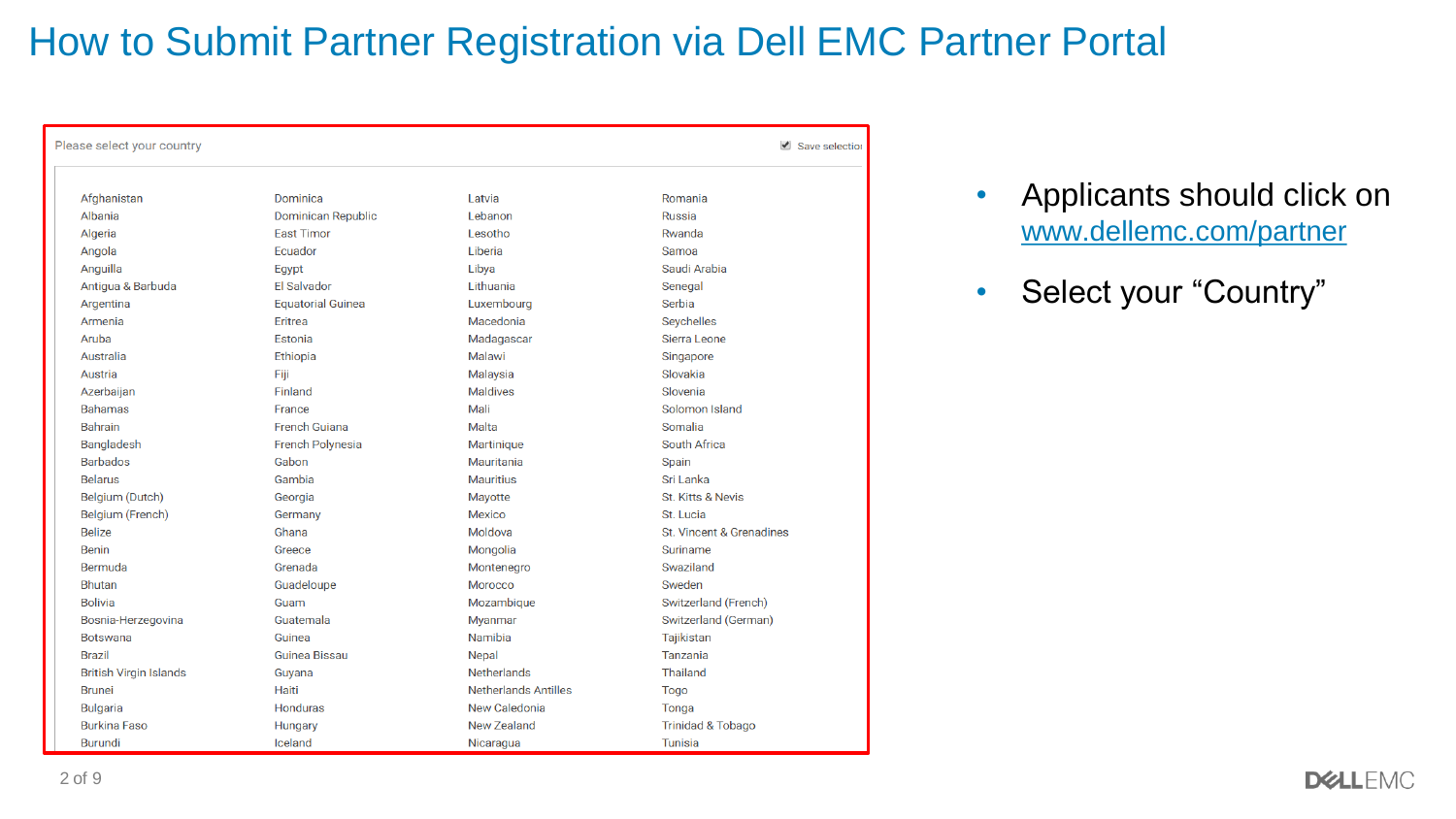# How to Submit Partner Registration via Dell EMC Partner Portal

Please select your country ☑ Save selection

| | | | |
|---|---|---|---|
| Afghanistan | Dominica | Latvia | Romania |
| Albania | Dominican Republic | Lebanon | Russia |
| Algeria | East Timor | Lesotho | Rwanda |
| Angola | Ecuador | Liberia | Samoa |
| Anguilla | Egypt | Libya | Saudi Arabia |
| Antigua & Barbuda | El Salvador | Lithuania | Senegal |
| Argentina | Equatorial Guinea | Luxembourg | Serbia |
| Armenia | Eritrea | Macedonia | Seychelles |
| Aruba | Estonia | Madagascar | Sierra Leone |
| Australia | Ethiopia | Malawi | Singapore |
| Austria | Fiji | Malaysia | Slovakia |
| Azerbaijan | Finland | Maldives | Slovenia |
| Bahamas | France | Mali | Solomon Island |
| Bahrain | French Guiana | Malta | Somalia |
| Bangladesh | French Polynesia | Martinique | South Africa |
| Barbados | Gabon | Mauritania | Spain |
| Belarus | Gambia | Mauritius | Sri Lanka |
| Belgium (Dutch) | Georgia | Mayotte | St. Kitts & Nevis |
| Belgium (French) | Germany | Mexico | St. Lucia |
| Belize | Ghana | Moldova | St. Vincent & Grenadines |
| Benin | Greece | Mongolia | Suriname |
| Bermuda | Grenada | Montenegro | Swaziland |
| Bhutan | Guadeloupe | Morocco | Sweden |
| Bolivia | Guam | Mozambique | Switzerland (French) |
| Bosnia-Herzegovina | Guatemala | Myanmar | Switzerland (German) |
| Botswana | Guinea | Namibia | Tajikistan |
| Brazil | Guinea Bissau | Nepal | Tanzania |
| British Virgin Islands | Guyana | Netherlands | Thailand |
| Brunei | Haiti | Netherlands Antilles | Togo |
| Bulgaria | Honduras | New Caledonia | Tonga |
| Burkina Faso | Hungary | New Zealand | Trinidad & Tobago |
| Burundi | Iceland | Nicaragua | Tunisia |

- Applicants should click on www.dellemc.com/partner
- Select your “Country”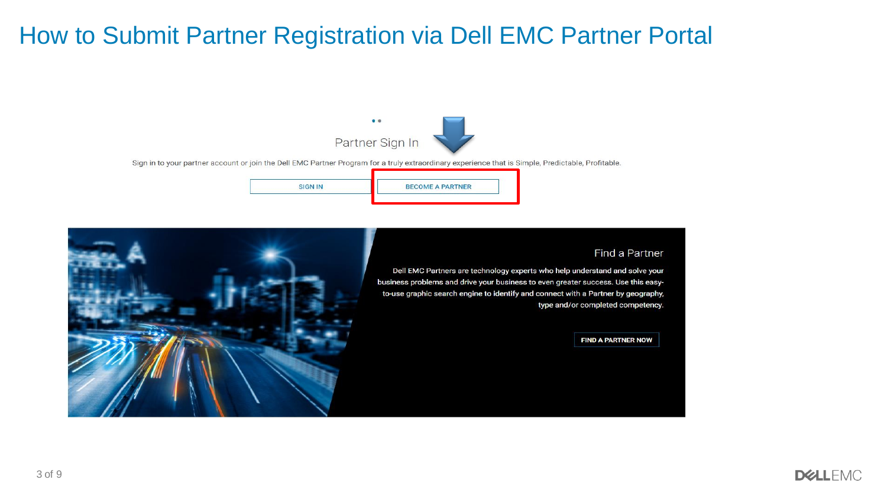# How to Submit Partner Registration via Dell EMC Partner Portal

Partner Sign In

Sign in to your partner account or join the Dell EMC Partner Program for a truly extraordinary experience that is Simple, Predictable, Profitable.

SIGN IN

BECOME A PARTNER

Find a Partner

Dell EMC Partners are technology experts who help understand and solve your business problems and drive your business to even greater success. Use this easy-to-use graphic search engine to identify and connect with a Partner by geography, type and/or completed competency.

FIND A PARTNER NOW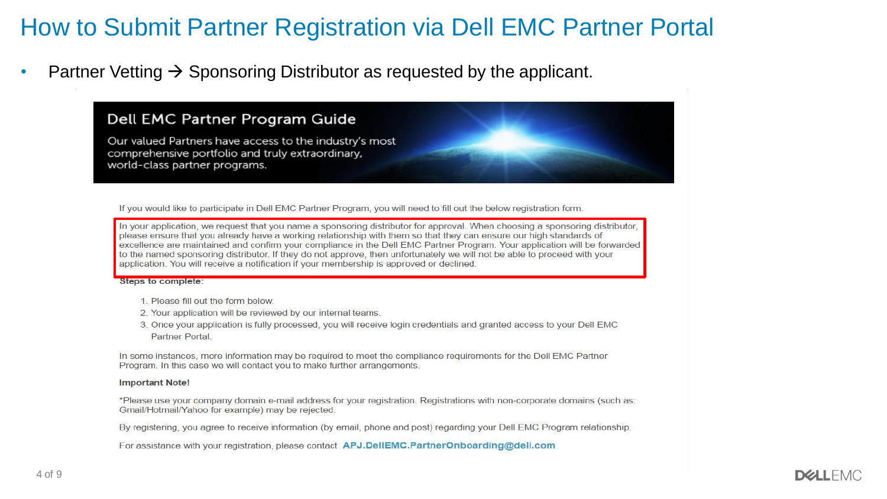# How to Submit Partner Registration via Dell EMC Partner Portal

- Partner Vetting → Sponsoring Distributor as requested by the applicant.

## Dell EMC Partner Program Guide

Our valued Partners have access to the industry's most comprehensive portfolio and truly extraordinary, world-class partner programs.

If you would like to participate in Dell EMC Partner Program, you will need to fill out the below registration form.

In your application, we request that you name a sponsoring distributor for approval. When choosing a sponsoring distributor, please ensure that you already have a working relationship with them so that they can ensure our high standards of excellence are maintained and confirm your compliance in the Dell EMC Partner Program. Your application will be forwarded to the named sponsoring distributor. If they do not approve, then unfortunately we will not be able to proceed with your application. You will receive a notification if your membership is approved or declined.

**Steps to complete:**

1. Please fill out the form below.
2. Your application will be reviewed by our internal teams.
3. Once your application is fully processed, you will receive login credentials and granted access to your Dell EMC Partner Portal.

In some instances, more information may be required to meet the compliance requirements for the Dell EMC Partner Program. In this case we will contact you to make further arrangements.

**Important Note!**

*Please use your company domain e-mail address for your registration. Registrations with non-corporate domains (such as: Gmail/Hotmail/Yahoo for example) may be rejected.

By registering, you agree to receive information (by email, phone and post) regarding your Dell EMC Program relationship.

For assistance with your registration, please contact **APJ.DellEMC.PartnerOnboarding@dell.com**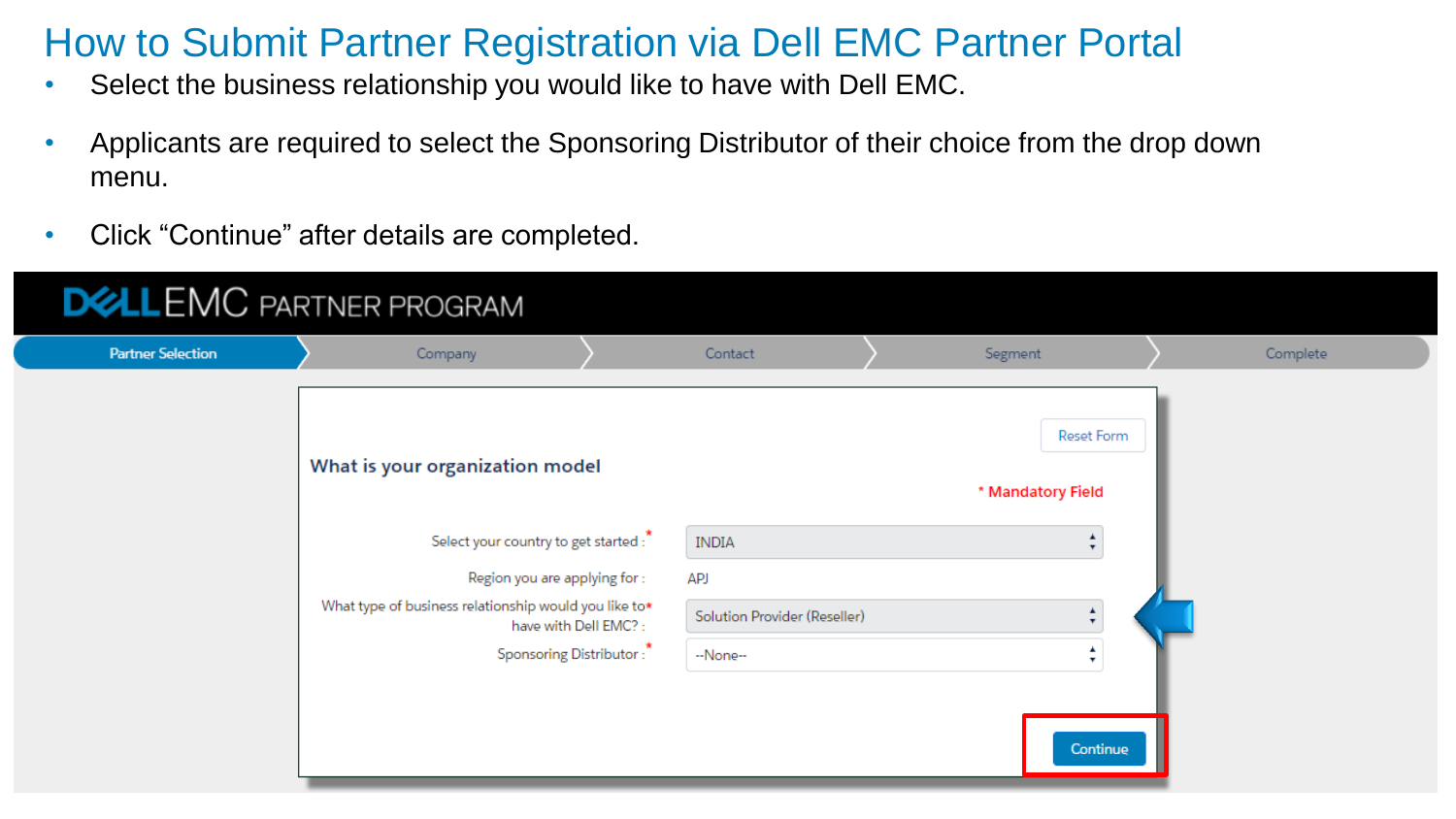# How to Submit Partner Registration via Dell EMC Partner Portal

- Select the business relationship you would like to have with Dell EMC.
- Applicants are required to select the Sponsoring Distributor of their choice from the drop down menu.
- Click "Continue" after details are completed.

DELL EMC PARTNER PROGRAM

Partner Selection | Company | Contact | Segment | Complete

Reset Form

**What is your organization model**

\* Mandatory Field

Select your country to get started : * INDIA

Region you are applying for : APJ

What type of business relationship would you like to have with Dell EMC? : * Solution Provider (Reseller)

Sponsoring Distributor : * --None--

Continue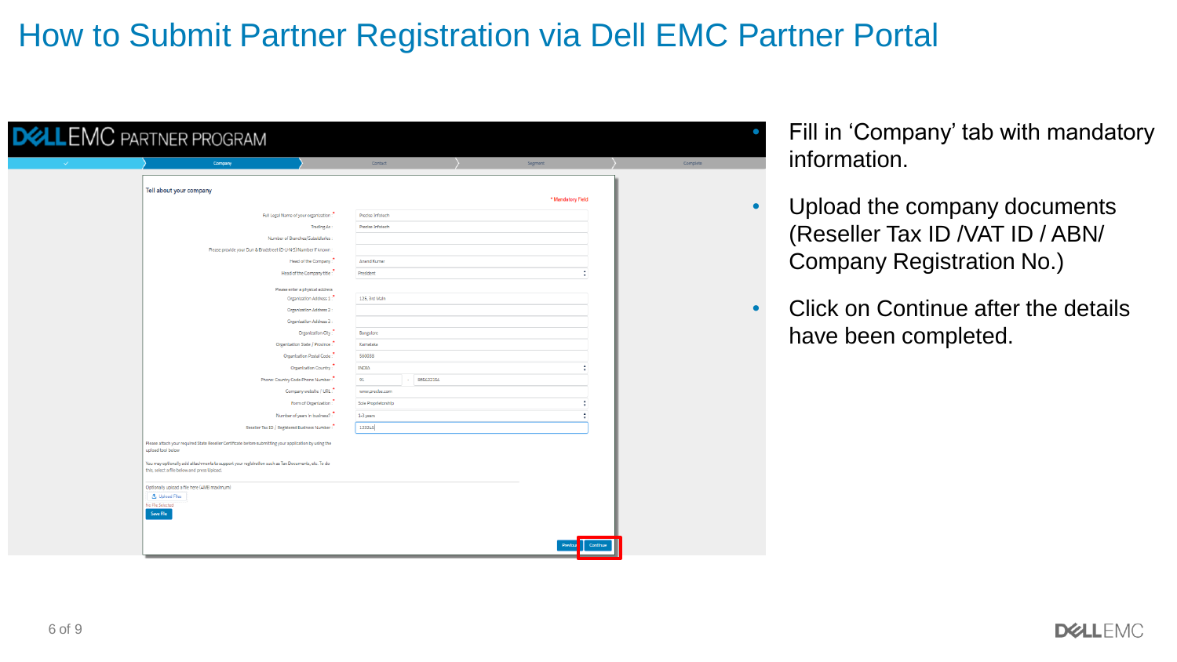# How to Submit Partner Registration via Dell EMC Partner Portal

- Fill in ‘Company’ tab with mandatory information.
- Upload the company documents (Reseller Tax ID /VAT ID / ABN/ Company Registration No.)
- Click on Continue after the details have been completed.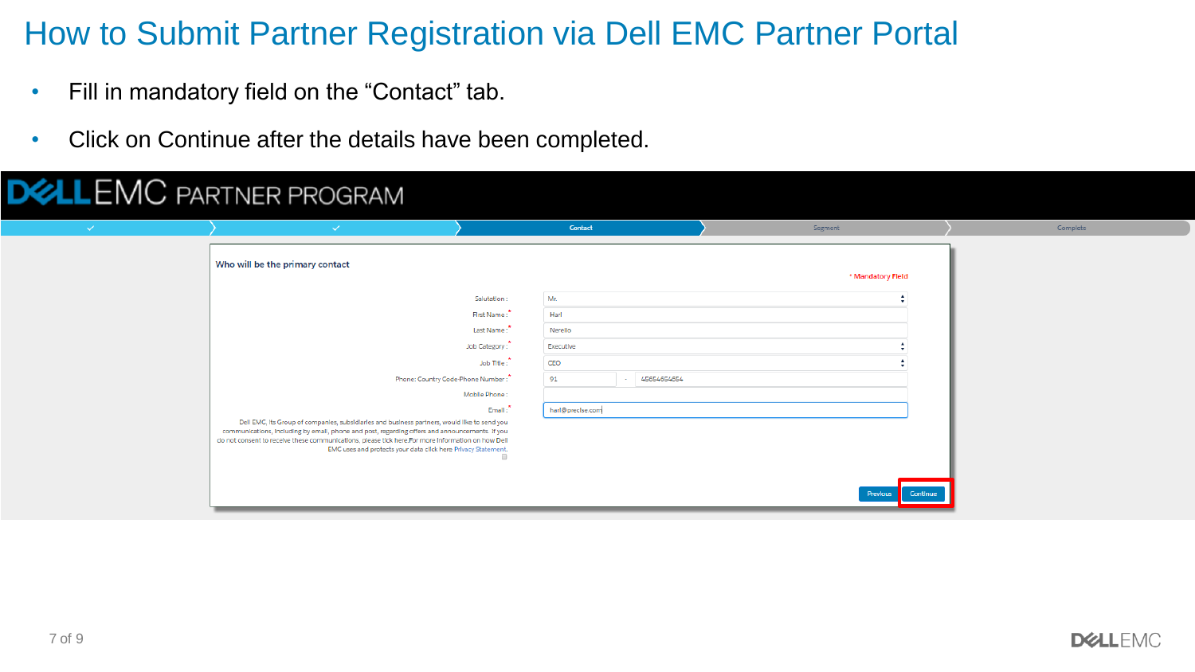# How to Submit Partner Registration via Dell EMC Partner Portal

- Fill in mandatory field on the "Contact" tab.
- Click on Continue after the details have been completed.

DELL EMC PARTNER PROGRAM

✓ | ✓ | Contact | Segment | Complete

**Who will be the primary contact**

* Mandatory Field

| Field | Value |
| --- | --- |
| Salutation : | Mr. |
| First Name :* | Hari |
| Last Name :* | Nerello |
| Job Category :* | Executive |
| Job Title :* | CEO |
| Phone: Country Code-Phone Number :* | 91 - 456546546454 |
| Mobile Phone : | |
| Email :* | hari@precise.com |

Dell EMC, its Group of companies, subsidiaries and business partners, would like to send you communications, including by email, phone and post, regarding offers and announcements. If you do not consent to receive these communications, please tick here.For more information on how Dell EMC uses and protects your data click here Privacy Statement.

Previous | Continue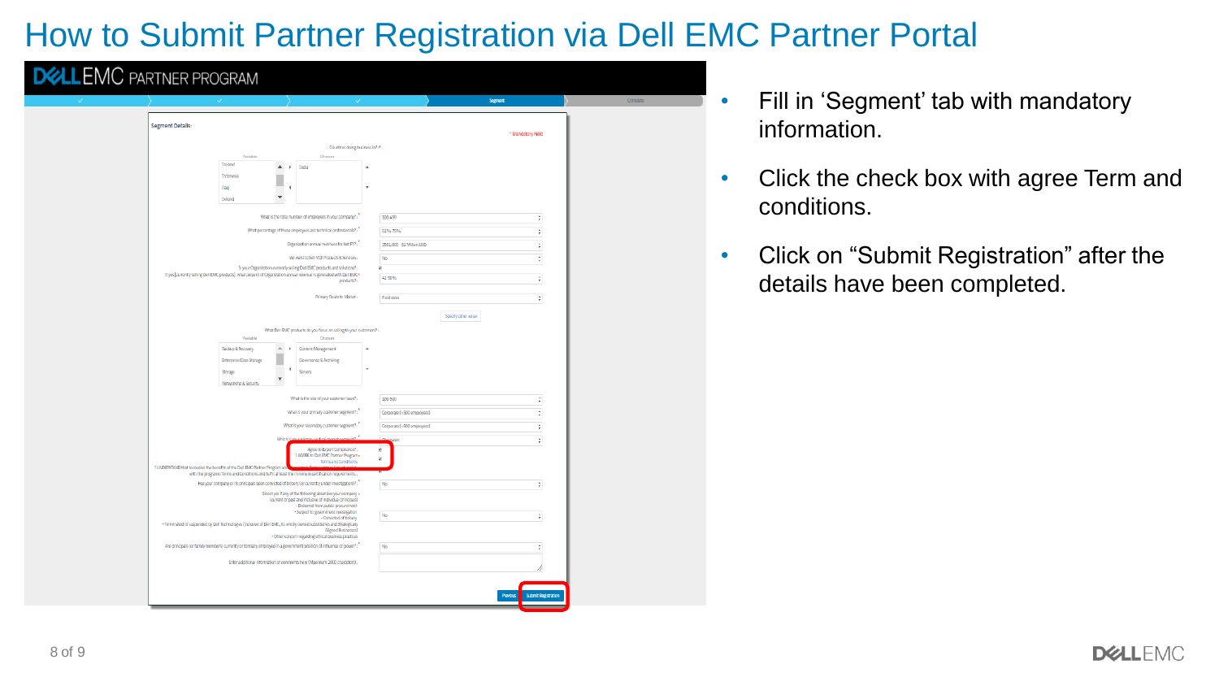# How to Submit Partner Registration via Dell EMC Partner Portal

- Fill in 'Segment' tab with mandatory information.
- Click the check box with agree Term and conditions.
- Click on "Submit Registration" after the details have been completed.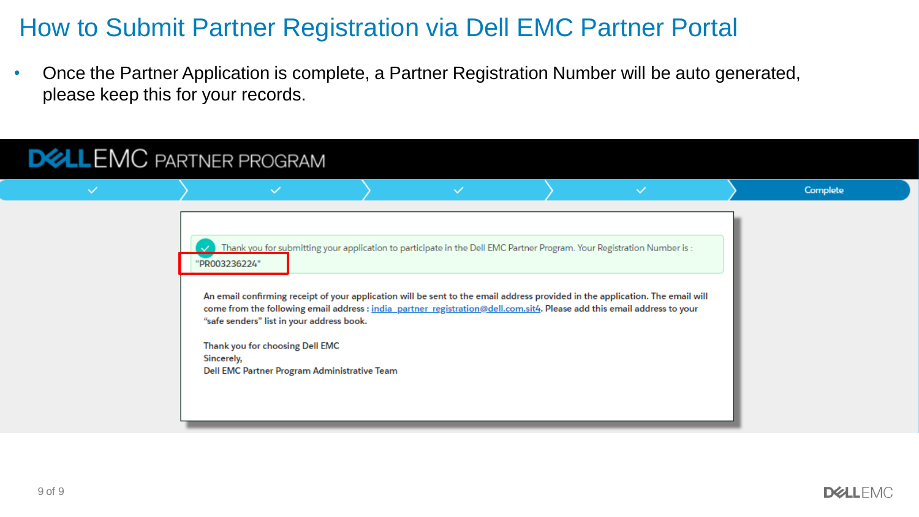# How to Submit Partner Registration via Dell EMC Partner Portal

- Once the Partner Application is complete, a Partner Registration Number will be auto generated, please keep this for your records.

DELL EMC PARTNER PROGRAM

Complete

Thank you for submitting your application to participate in the Dell EMC Partner Program. Your Registration Number is : "PR003236224"

An email confirming receipt of your application will be sent to the email address provided in the application. The email will come from the following email address : india_partner_registration@dell.com.sit4. Please add this email address to your "safe senders" list in your address book.

Thank you for choosing Dell EMC
Sincerely,
Dell EMC Partner Program Administrative Team